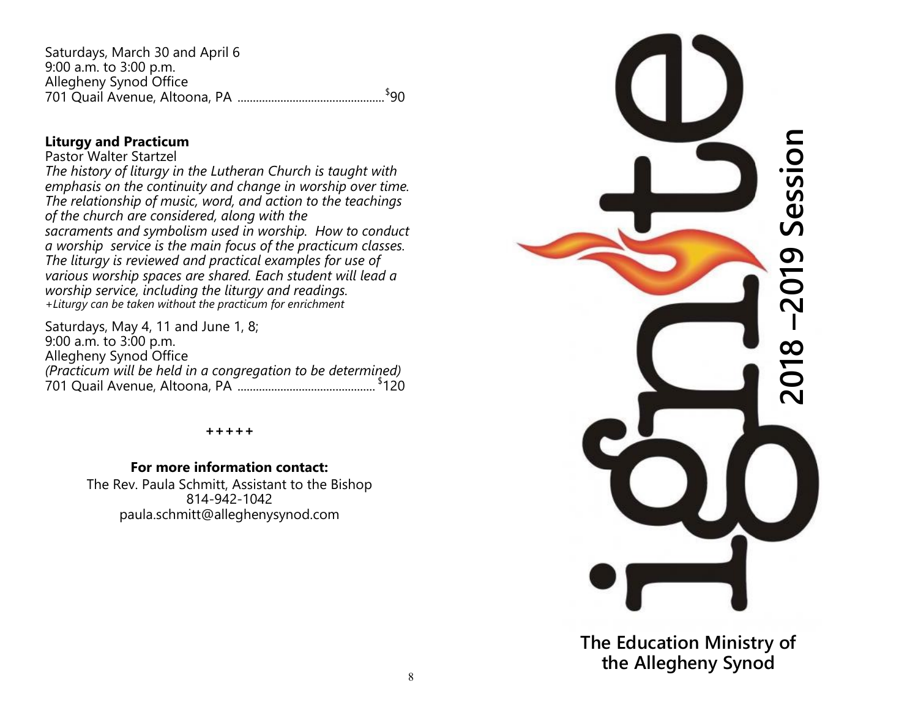Saturdays, March 30 and April 6
9:00 a.m. to 3:00 p.m.
Allegheny Synod Office
701 Quail Avenue, Altoona, PA ............................................... $90

**Liturgy and Practicum**

Pastor Walter Startzel

*The history of liturgy in the Lutheran Church is taught with emphasis on the continuity and change in worship over time. The relationship of music, word, and action to the teachings of the church are considered, along with the sacraments and symbolism used in worship. How to conduct a worship service is the main focus of the practicum classes. The liturgy is reviewed and practical examples for use of various worship spaces are shared. Each student will lead a worship service, including the liturgy and readings.*

*+Liturgy can be taken without the practicum for enrichment*

Saturdays, May 4, 11 and June 1, 8;
9:00 a.m. to 3:00 p.m.
Allegheny Synod Office
*(Practicum will be held in a congregation to be determined)*
701 Quail Avenue, Altoona, PA ............................................ $120

+++++

**For more information contact:**

The Rev. Paula Schmitt, Assistant to the Bishop
814-942-1042
paula.schmitt@alleghenysynod.com

# ignite

## 2018 –2019 Session

**The Education Ministry of the Allegheny Synod**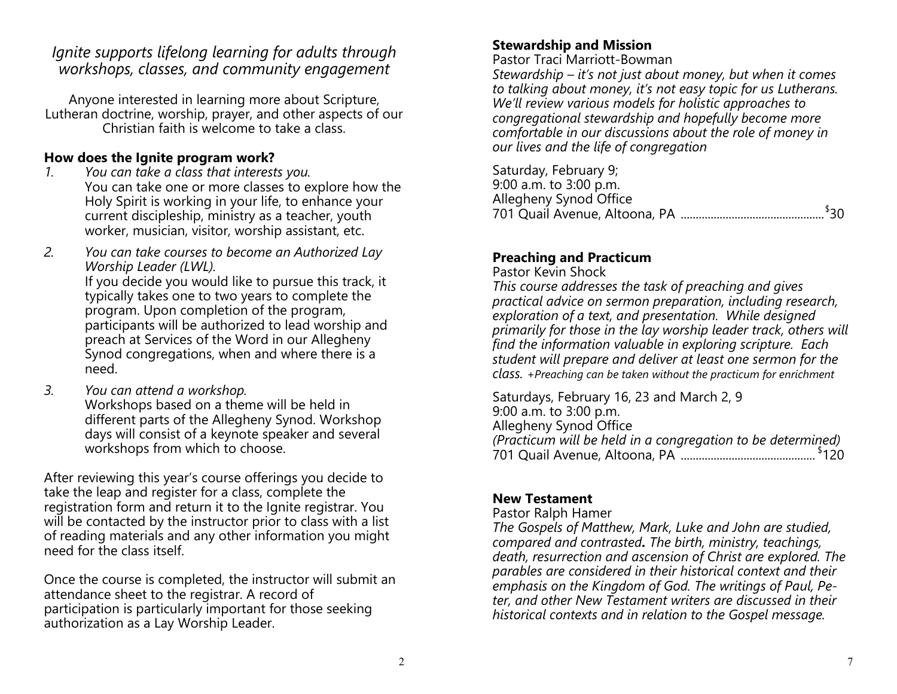*Ignite supports lifelong learning for adults through workshops, classes, and community engagement*

Anyone interested in learning more about Scripture, Lutheran doctrine, worship, prayer, and other aspects of our Christian faith is welcome to take a class.

**How does the Ignite program work?**

1. *You can take a class that interests you.*
   You can take one or more classes to explore how the Holy Spirit is working in your life, to enhance your current discipleship, ministry as a teacher, youth worker, musician, visitor, worship assistant, etc.

2. *You can take courses to become an Authorized Lay Worship Leader (LWL).*
   If you decide you would like to pursue this track, it typically takes one to two years to complete the program. Upon completion of the program, participants will be authorized to lead worship and preach at Services of the Word in our Allegheny Synod congregations, when and where there is a need.

3. *You can attend a workshop.*
   Workshops based on a theme will be held in different parts of the Allegheny Synod. Workshop days will consist of a keynote speaker and several workshops from which to choose.

After reviewing this year's course offerings you decide to take the leap and register for a class, complete the registration form and return it to the Ignite registrar. You will be contacted by the instructor prior to class with a list of reading materials and any other information you might need for the class itself.

Once the course is completed, the instructor will submit an attendance sheet to the registrar. A record of participation is particularly important for those seeking authorization as a Lay Worship Leader.

**Stewardship and Mission**

Pastor Traci Marriott-Bowman

*Stewardship – it's not just about money, but when it comes to talking about money, it's not easy topic for us Lutherans. We'll review various models for holistic approaches to congregational stewardship and hopefully become more comfortable in our discussions about the role of money in our lives and the life of congregation*

Saturday, February 9;
9:00 a.m. to 3:00 p.m.
Allegheny Synod Office
701 Quail Avenue, Altoona, PA ............................................... $30

**Preaching and Practicum**

Pastor Kevin Shock

*This course addresses the task of preaching and gives practical advice on sermon preparation, including research, exploration of a text, and presentation. While designed primarily for those in the lay worship leader track, others will find the information valuable in exploring scripture. Each student will prepare and deliver at least one sermon for the class. +Preaching can be taken without the practicum for enrichment*

Saturdays, February 16, 23 and March 2, 9
9:00 a.m. to 3:00 p.m.
Allegheny Synod Office
*(Practicum will be held in a congregation to be determined)*
701 Quail Avenue, Altoona, PA ............................................ $120

**New Testament**

Pastor Ralph Hamer

*The Gospels of Matthew, Mark, Luke and John are studied, compared and contrasted. The birth, ministry, teachings, death, resurrection and ascension of Christ are explored. The parables are considered in their historical context and their emphasis on the Kingdom of God. The writings of Paul, Peter, and other New Testament writers are discussed in their historical contexts and in relation to the Gospel message.*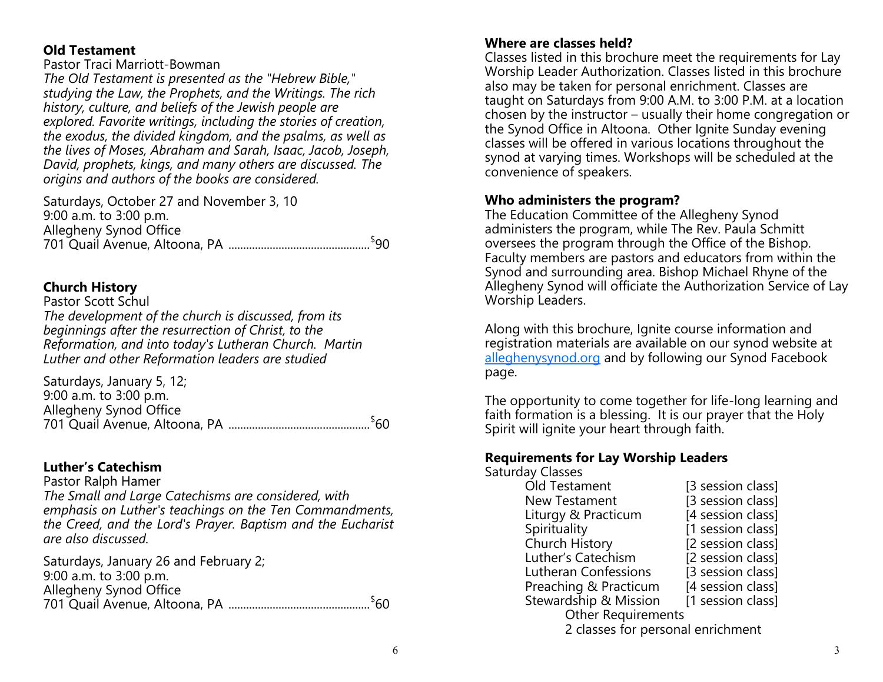## Old Testament

Pastor Traci Marriott-Bowman

*The Old Testament is presented as the "Hebrew Bible," studying the Law, the Prophets, and the Writings. The rich history, culture, and beliefs of the Jewish people are explored. Favorite writings, including the stories of creation, the exodus, the divided kingdom, and the psalms, as well as the lives of Moses, Abraham and Sarah, Isaac, Jacob, Joseph, David, prophets, kings, and many others are discussed. The origins and authors of the books are considered.*

Saturdays, October 27 and November 3, 10
9:00 a.m. to 3:00 p.m.
Allegheny Synod Office
701 Quail Avenue, Altoona, PA ................................................ $90

## Church History

Pastor Scott Schul

*The development of the church is discussed, from its beginnings after the resurrection of Christ, to the Reformation, and into today's Lutheran Church. Martin Luther and other Reformation leaders are studied*

Saturdays, January 5, 12;
9:00 a.m. to 3:00 p.m.
Allegheny Synod Office
701 Quail Avenue, Altoona, PA ................................................ $60

## Luther's Catechism

Pastor Ralph Hamer

*The Small and Large Catechisms are considered, with emphasis on Luther's teachings on the Ten Commandments, the Creed, and the Lord's Prayer. Baptism and the Eucharist are also discussed.*

Saturdays, January 26 and February 2;
9:00 a.m. to 3:00 p.m.
Allegheny Synod Office
701 Quail Avenue, Altoona, PA ................................................ $60

## Where are classes held?

Classes listed in this brochure meet the requirements for Lay Worship Leader Authorization. Classes listed in this brochure also may be taken for personal enrichment. Classes are taught on Saturdays from 9:00 A.M. to 3:00 P.M. at a location chosen by the instructor – usually their home congregation or the Synod Office in Altoona. Other Ignite Sunday evening classes will be offered in various locations throughout the synod at varying times. Workshops will be scheduled at the convenience of speakers.

## Who administers the program?

The Education Committee of the Allegheny Synod administers the program, while The Rev. Paula Schmitt oversees the program through the Office of the Bishop. Faculty members are pastors and educators from within the Synod and surrounding area. Bishop Michael Rhyne of the Allegheny Synod will officiate the Authorization Service of Lay Worship Leaders.

Along with this brochure, Ignite course information and registration materials are available on our synod website at alleghenysynod.org and by following our Synod Facebook page.

The opportunity to come together for life-long learning and faith formation is a blessing. It is our prayer that the Holy Spirit will ignite your heart through faith.

## Requirements for Lay Worship Leaders

Saturday Classes

| Class | Sessions |
| --- | --- |
| Old Testament | [3 session class] |
| New Testament | [3 session class] |
| Liturgy & Practicum | [4 session class] |
| Spirituality | [1 session class] |
| Church History | [2 session class] |
| Luther's Catechism | [2 session class] |
| Lutheran Confessions | [3 session class] |
| Preaching & Practicum | [4 session class] |
| Stewardship & Mission | [1 session class] |

Other Requirements

2 classes for personal enrichment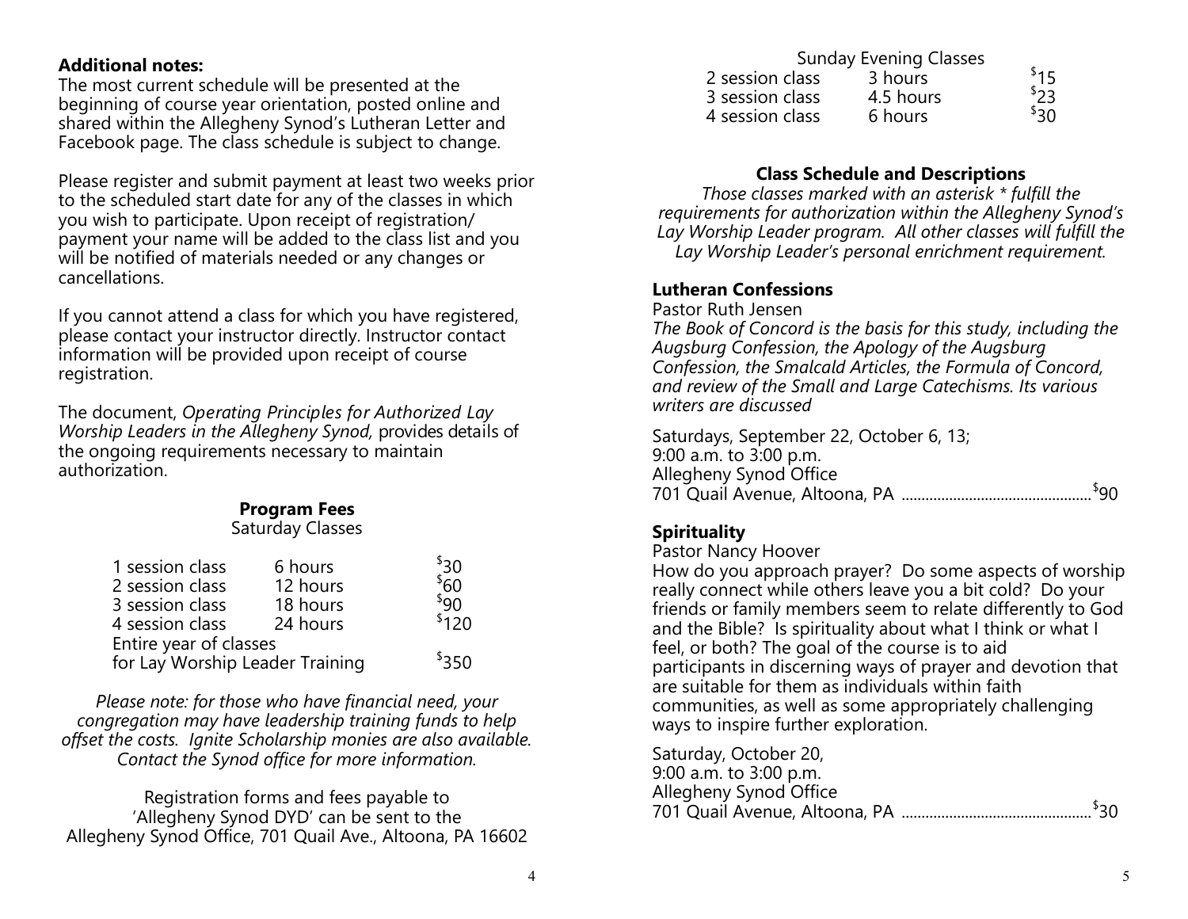**Additional notes:**

The most current schedule will be presented at the beginning of course year orientation, posted online and shared within the Allegheny Synod's Lutheran Letter and Facebook page. The class schedule is subject to change.

Please register and submit payment at least two weeks prior to the scheduled start date for any of the classes in which you wish to participate. Upon receipt of registration/ payment your name will be added to the class list and you will be notified of materials needed or any changes or cancellations.

If you cannot attend a class for which you have registered, please contact your instructor directly. Instructor contact information will be provided upon receipt of course registration.

The document, *Operating Principles for Authorized Lay Worship Leaders in the Allegheny Synod,* provides details of the ongoing requirements necessary to maintain authorization.

**Program Fees**

Saturday Classes

| | | |
|---|---|---|
| 1 session class | 6 hours | $30 |
| 2 session class | 12 hours | $60 |
| 3 session class | 18 hours | $90 |
| 4 session class | 24 hours | $120 |
| Entire year of classes for Lay Worship Leader Training | | $350 |

*Please note: for those who have financial need, your congregation may have leadership training funds to help offset the costs. Ignite Scholarship monies are also available. Contact the Synod office for more information.*

Registration forms and fees payable to 'Allegheny Synod DYD' can be sent to the Allegheny Synod Office, 701 Quail Ave., Altoona, PA 16602

Sunday Evening Classes

| | | |
|---|---|---|
| 2 session class | 3 hours | $15 |
| 3 session class | 4.5 hours | $23 |
| 4 session class | 6 hours | $30 |

**Class Schedule and Descriptions**

*Those classes marked with an asterisk * fulfill the requirements for authorization within the Allegheny Synod's Lay Worship Leader program. All other classes will fulfill the Lay Worship Leader's personal enrichment requirement.*

**Lutheran Confessions**

Pastor Ruth Jensen

*The Book of Concord is the basis for this study, including the Augsburg Confession, the Apology of the Augsburg Confession, the Smalcald Articles, the Formula of Concord, and review of the Small and Large Catechisms. Its various writers are discussed*

Saturdays, September 22, October 6, 13;
9:00 a.m. to 3:00 p.m.
Allegheny Synod Office
701 Quail Avenue, Altoona, PA ............................................... $90

**Spirituality**

Pastor Nancy Hoover

How do you approach prayer? Do some aspects of worship really connect while others leave you a bit cold? Do your friends or family members seem to relate differently to God and the Bible? Is spirituality about what I think or what I feel, or both? The goal of the course is to aid participants in discerning ways of prayer and devotion that are suitable for them as individuals within faith communities, as well as some appropriately challenging ways to inspire further exploration.

Saturday, October 20,
9:00 a.m. to 3:00 p.m.
Allegheny Synod Office
701 Quail Avenue, Altoona, PA ............................................... $30